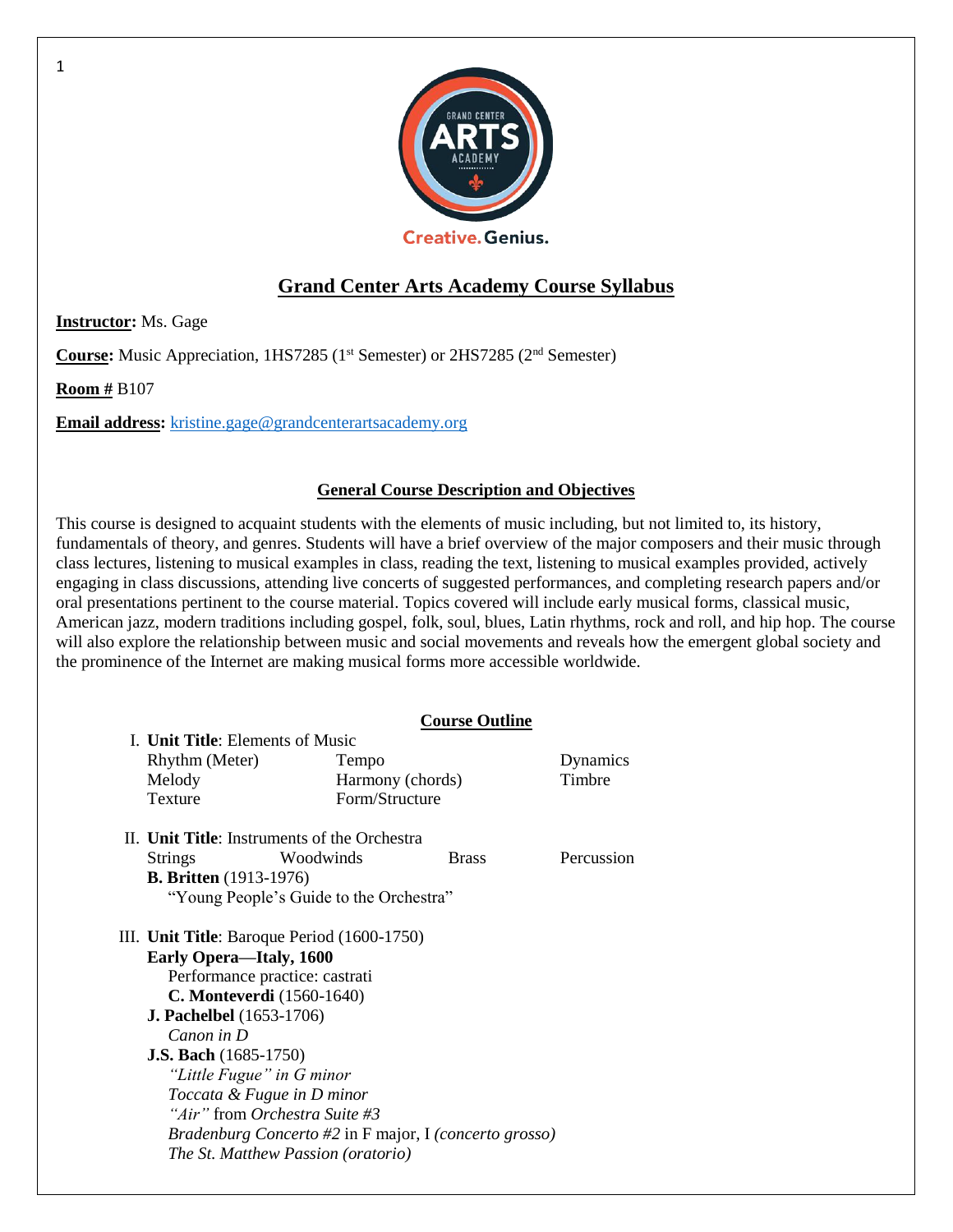# Grand Center Arts Academy Course Syllabus

**Instructor:** Ms. Gage

**Course:** Music Appreciation, 1HS7285 (1st Semester) or 2HS7285 (2nd Semester)

**Room #** B107

**Email address:** kristine.gage@grandcenterartsacademy.org

## General Course Description and Objectives

This course is designed to acquaint students with the elements of music including, but not limited to, its history, fundamentals of theory, and genres. Students will have a brief overview of the major composers and their music through class lectures, listening to musical examples in class, reading the text, listening to musical examples provided, actively engaging in class discussions, attending live concerts of suggested performances, and completing research papers and/or oral presentations pertinent to the course material. Topics covered will include early musical forms, classical music, American jazz, modern traditions including gospel, folk, soul, blues, Latin rhythms, rock and roll, and hip hop. The course will also explore the relationship between music and social movements and reveals how the emergent global society and the prominence of the Internet are making musical forms more accessible worldwide.

## Course Outline

I. **Unit Title**: Elements of Music
- Rhythm (Meter)
- Tempo
- Dynamics
- Melody
- Harmony (chords)
- Timbre
- Texture
- Form/Structure

II. **Unit Title**: Instruments of the Orchestra
- Strings
- Woodwinds
- Brass
- Percussion

**B. Britten** (1913-1976)
- "Young People's Guide to the Orchestra"

III. **Unit Title**: Baroque Period (1600-1750)

**Early Opera—Italy, 1600**
- Performance practice: castrati
- **C. Monteverdi** (1560-1640)

**J. Pachelbel** (1653-1706)
- *Canon in D*

**J.S. Bach** (1685-1750)
- *"Little Fugue" in G minor*
- *Toccata & Fugue in D minor*
- *"Air"* from *Orchestra Suite #3*
- *Bradenburg Concerto #2* in F major, I *(concerto grosso)*
- *The St. Matthew Passion (oratorio)*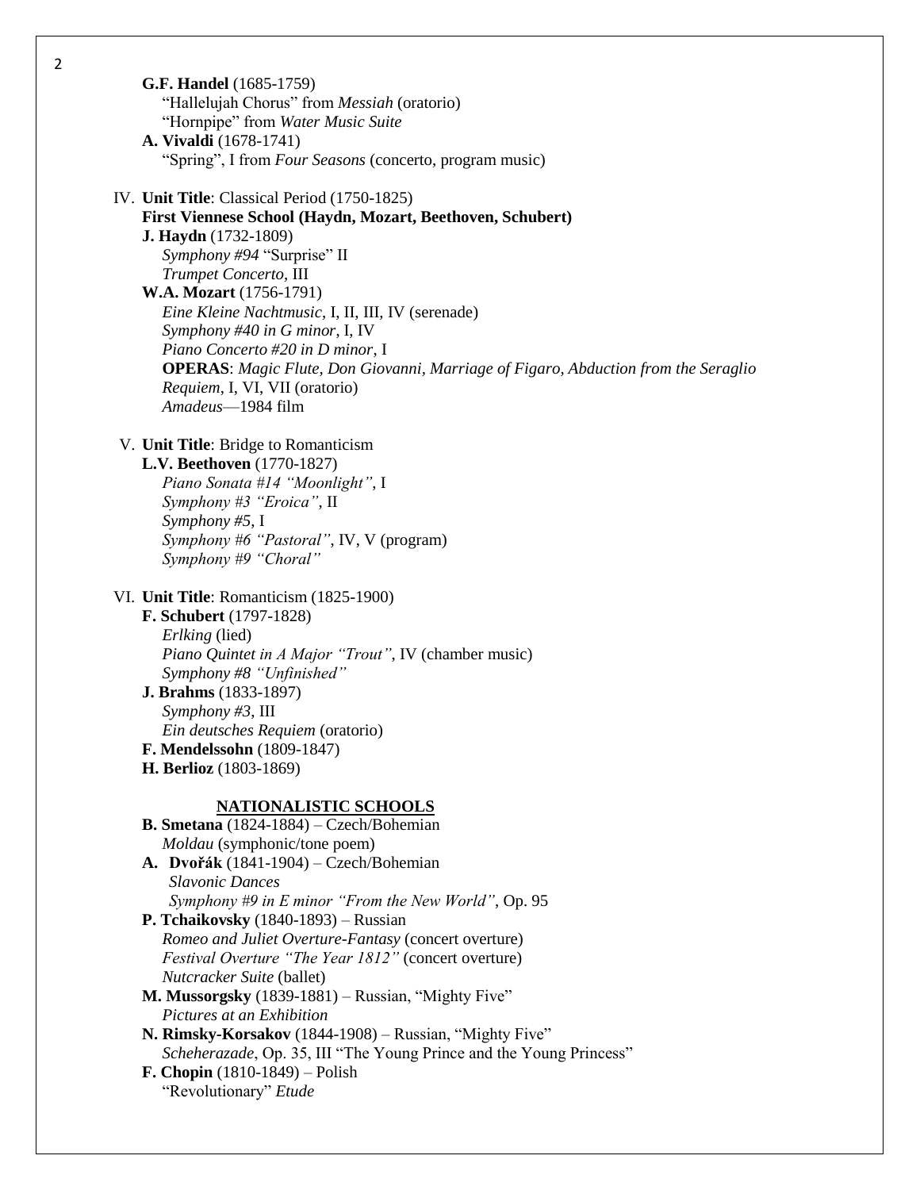**G.F. Handel** (1685-1759)
"Hallelujah Chorus" from *Messiah* (oratorio)
"Hornpipe" from *Water Music Suite*
**A. Vivaldi** (1678-1741)
"Spring", I from *Four Seasons* (concerto, program music)

IV. **Unit Title**: Classical Period (1750-1825)
**First Viennese School (Haydn, Mozart, Beethoven, Schubert)**
**J. Haydn** (1732-1809)
*Symphony #94* "Surprise" II
*Trumpet Concerto*, III
**W.A. Mozart** (1756-1791)
*Eine Kleine Nachtmusic*, I, II, III, IV (serenade)
*Symphony #40 in G minor*, I, IV
*Piano Concerto #20 in D minor*, I
**OPERAS**: *Magic Flute, Don Giovanni, Marriage of Figaro, Abduction from the Seraglio*
*Requiem*, I, VI, VII (oratorio)
*Amadeus*—1984 film

V. **Unit Title**: Bridge to Romanticism
**L.V. Beethoven** (1770-1827)
*Piano Sonata #14 "Moonlight"*, I
*Symphony #3 "Eroica"*, II
*Symphony #5*, I
*Symphony #6 "Pastoral"*, IV, V (program)
*Symphony #9 "Choral"*

VI. **Unit Title**: Romanticism (1825-1900)
**F. Schubert** (1797-1828)
*Erlking* (lied)
*Piano Quintet in A Major "Trout"*, IV (chamber music)
*Symphony #8 "Unfinished"*
**J. Brahms** (1833-1897)
*Symphony #3*, III
*Ein deutsches Requiem* (oratorio)
**F. Mendelssohn** (1809-1847)
**H. Berlioz** (1803-1869)

**NATIONALISTIC SCHOOLS**

**B. Smetana** (1824-1884) – Czech/Bohemian
*Moldau* (symphonic/tone poem)
**A. Dvořák** (1841-1904) – Czech/Bohemian
*Slavonic Dances*
*Symphony #9 in E minor "From the New World"*, Op. 95
**P. Tchaikovsky** (1840-1893) – Russian
*Romeo and Juliet Overture-Fantasy* (concert overture)
*Festival Overture "The Year 1812"* (concert overture)
*Nutcracker Suite* (ballet)
**M. Mussorgsky** (1839-1881) – Russian, "Mighty Five"
*Pictures at an Exhibition*
**N. Rimsky-Korsakov** (1844-1908) – Russian, "Mighty Five"
*Scheherazade*, Op. 35, III "The Young Prince and the Young Princess"
**F. Chopin** (1810-1849) – Polish
"Revolutionary" *Etude*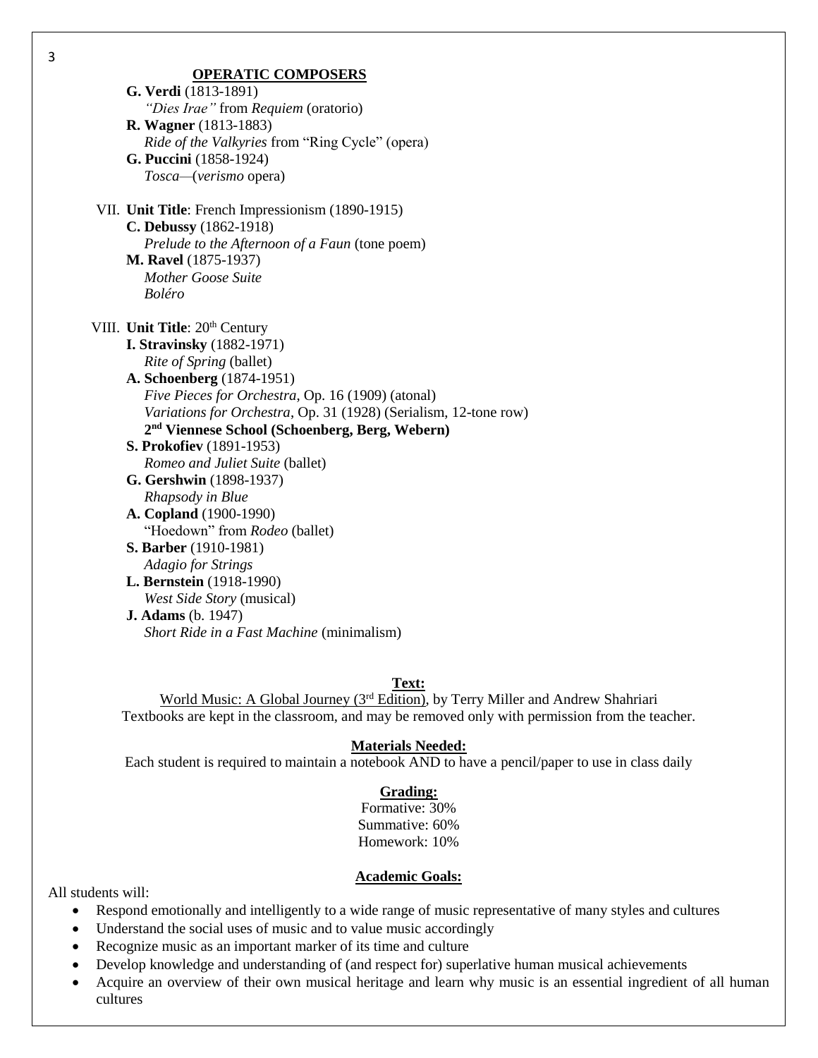**OPERATIC COMPOSERS**

**G. Verdi** (1813-1891)
*"Dies Irae"* from *Requiem* (oratorio)

**R. Wagner** (1813-1883)
*Ride of the Valkyries* from "Ring Cycle" (opera)

**G. Puccini** (1858-1924)
*Tosca*—(*verismo* opera)

VII. **Unit Title**: French Impressionism (1890-1915)

**C. Debussy** (1862-1918)
*Prelude to the Afternoon of a Faun* (tone poem)

**M. Ravel** (1875-1937)
*Mother Goose Suite*
*Boléro*

VIII. **Unit Title**: 20th Century

**I. Stravinsky** (1882-1971)
*Rite of Spring* (ballet)

**A. Schoenberg** (1874-1951)
*Five Pieces for Orchestra*, Op. 16 (1909) (atonal)
*Variations for Orchestra*, Op. 31 (1928) (Serialism, 12-tone row)
**2nd Viennese School (Schoenberg, Berg, Webern)**

**S. Prokofiev** (1891-1953)
*Romeo and Juliet Suite* (ballet)

**G. Gershwin** (1898-1937)
*Rhapsody in Blue*

**A. Copland** (1900-1990)
"Hoedown" from *Rodeo* (ballet)

**S. Barber** (1910-1981)
*Adagio for Strings*

**L. Bernstein** (1918-1990)
*West Side Story* (musical)

**J. Adams** (b. 1947)
*Short Ride in a Fast Machine* (minimalism)

**Text:**

World Music: A Global Journey (3rd Edition), by Terry Miller and Andrew Shahriari
Textbooks are kept in the classroom, and may be removed only with permission from the teacher.

**Materials Needed:**

Each student is required to maintain a notebook AND to have a pencil/paper to use in class daily

**Grading:**

Formative: 30%
Summative: 60%
Homework: 10%

**Academic Goals:**

All students will:

- Respond emotionally and intelligently to a wide range of music representative of many styles and cultures
- Understand the social uses of music and to value music accordingly
- Recognize music as an important marker of its time and culture
- Develop knowledge and understanding of (and respect for) superlative human musical achievements
- Acquire an overview of their own musical heritage and learn why music is an essential ingredient of all human cultures